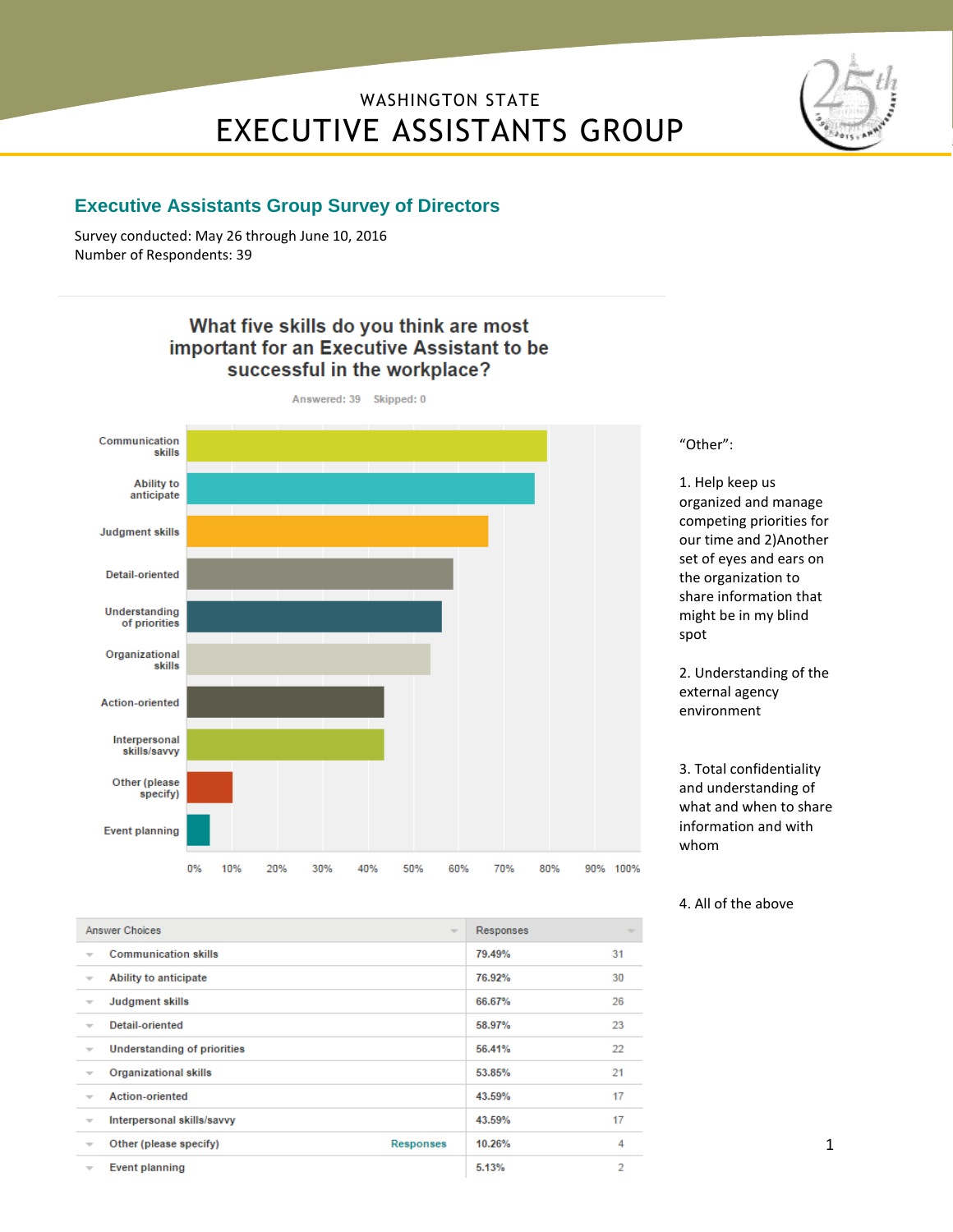WASHINGTON STATE

# EXECUTIVE ASSISTANTS GROUP

## Executive Assistants Group Survey of Directors

Survey conducted: May 26 through June 10, 2016
Number of Respondents: 39

### What five skills do you think are most important for an Executive Assistant to be successful in the workplace?

Answered: 39 Skipped: 0

| Answer Choices | | Responses | |
|---|---|---|---|
| Communication skills | | 79.49% | 31 |
| Ability to anticipate | | 76.92% | 30 |
| Judgment skills | | 66.67% | 26 |
| Detail-oriented | | 58.97% | 23 |
| Understanding of priorities | | 56.41% | 22 |
| Organizational skills | | 53.85% | 21 |
| Action-oriented | | 43.59% | 17 |
| Interpersonal skills/savvy | | 43.59% | 17 |
| Other (please specify) | Responses | 10.26% | 4 |
| Event planning | | 5.13% | 2 |

"Other":

1. Help keep us organized and manage competing priorities for our time and 2)Another set of eyes and ears on the organization to share information that might be in my blind spot

2. Understanding of the external agency environment

3. Total confidentiality and understanding of what and when to share information and with whom

4. All of the above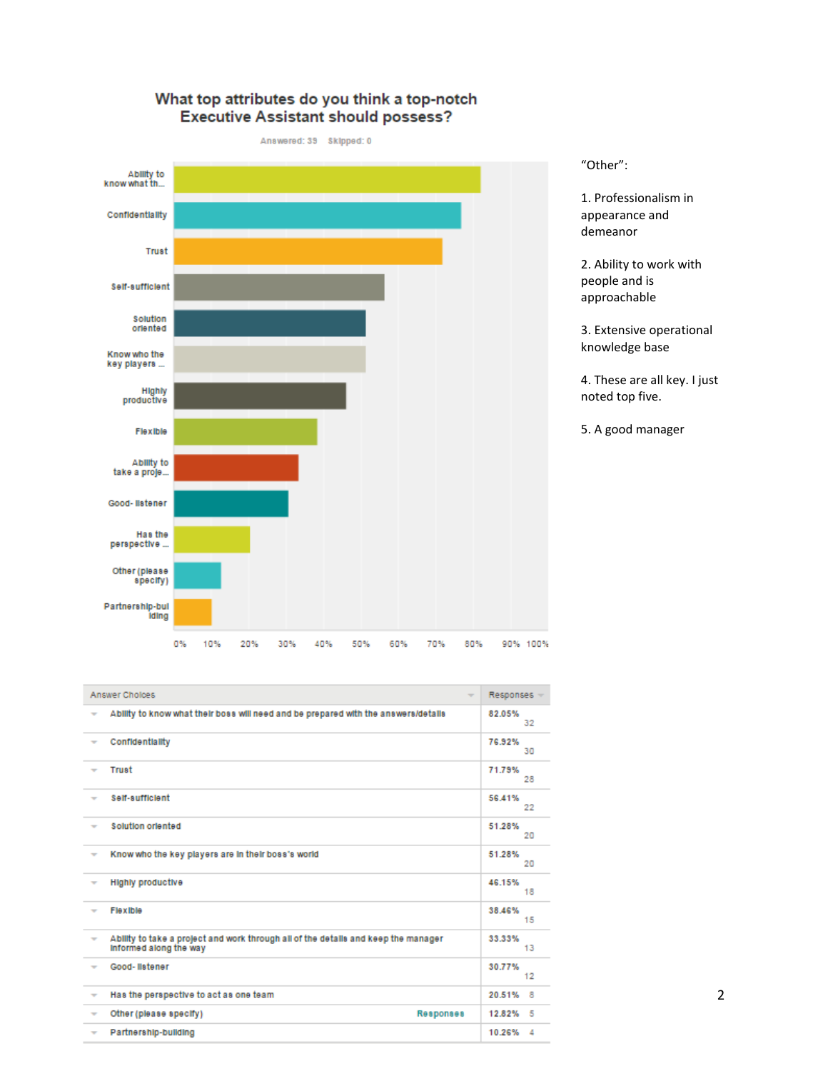## What top attributes do you think a top-notch Executive Assistant should possess?

Answered: 39 Skipped: 0

| Answer Choices | Responses | |
|---|---|---|
| Ability to know what their boss will need and be prepared with the answers/details | 82.05% | 32 |
| Confidentiality | 76.92% | 30 |
| Trust | 71.79% | 28 |
| Self-sufficient | 56.41% | 22 |
| Solution oriented | 51.28% | 20 |
| Know who the key players are in their boss's world | 51.28% | 20 |
| Highly productive | 46.15% | 18 |
| Flexible | 38.46% | 15 |
| Ability to take a project and work through all of the details and keep the manager informed along the way | 33.33% | 13 |
| Good- listener | 30.77% | 12 |
| Has the perspective to act as one team | 20.51% | 8 |
| Other (please specify) | 12.82% | 5 |
| Partnership-building | 10.26% | 4 |

"Other":

1. Professionalism in appearance and demeanor

2. Ability to work with people and is approachable

3. Extensive operational knowledge base

4. These are all key. I just noted top five.

5. A good manager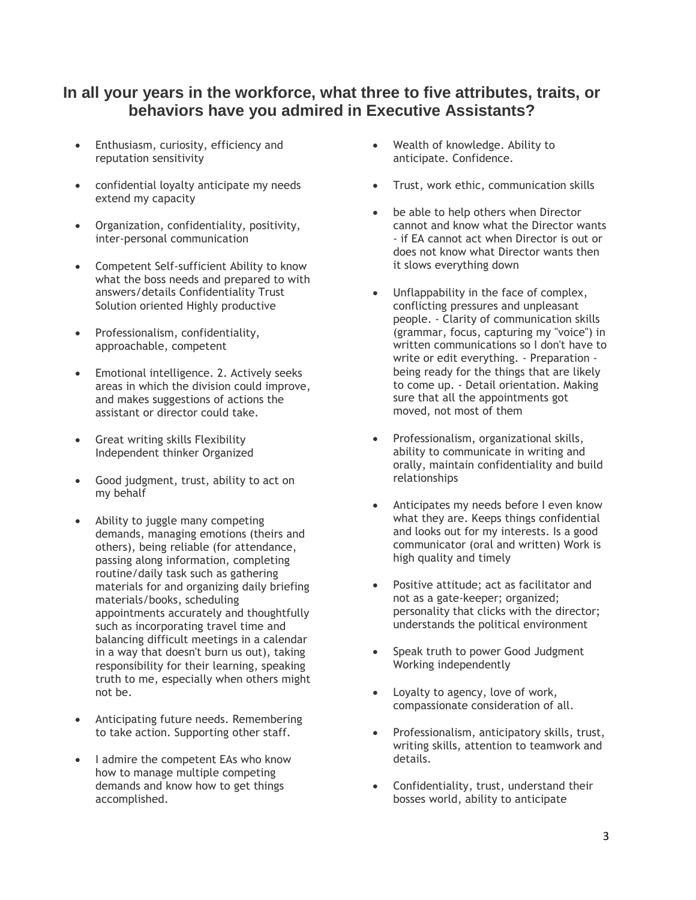## In all your years in the workforce, what three to five attributes, traits, or behaviors have you admired in Executive Assistants?

- Enthusiasm, curiosity, efficiency and reputation sensitivity
- confidential loyalty anticipate my needs extend my capacity
- Organization, confidentiality, positivity, inter-personal communication
- Competent Self-sufficient Ability to know what the boss needs and prepared to with answers/details Confidentiality Trust Solution oriented Highly productive
- Professionalism, confidentiality, approachable, competent
- Emotional intelligence. 2. Actively seeks areas in which the division could improve, and makes suggestions of actions the assistant or director could take.
- Great writing skills Flexibility Independent thinker Organized
- Good judgment, trust, ability to act on my behalf
- Ability to juggle many competing demands, managing emotions (theirs and others), being reliable (for attendance, passing along information, completing routine/daily task such as gathering materials for and organizing daily briefing materials/books, scheduling appointments accurately and thoughtfully such as incorporating travel time and balancing difficult meetings in a calendar in a way that doesn't burn us out), taking responsibility for their learning, speaking truth to me, especially when others might not be.
- Anticipating future needs. Remembering to take action. Supporting other staff.
- I admire the competent EAs who know how to manage multiple competing demands and know how to get things accomplished.
- Wealth of knowledge. Ability to anticipate. Confidence.
- Trust, work ethic, communication skills
- be able to help others when Director cannot and know what the Director wants - if EA cannot act when Director is out or does not know what Director wants then it slows everything down
- Unflappability in the face of complex, conflicting pressures and unpleasant people. - Clarity of communication skills (grammar, focus, capturing my "voice") in written communications so I don't have to write or edit everything. - Preparation - being ready for the things that are likely to come up. - Detail orientation. Making sure that all the appointments got moved, not most of them
- Professionalism, organizational skills, ability to communicate in writing and orally, maintain confidentiality and build relationships
- Anticipates my needs before I even know what they are. Keeps things confidential and looks out for my interests. Is a good communicator (oral and written) Work is high quality and timely
- Positive attitude; act as facilitator and not as a gate-keeper; organized; personality that clicks with the director; understands the political environment
- Speak truth to power Good Judgment Working independently
- Loyalty to agency, love of work, compassionate consideration of all.
- Professionalism, anticipatory skills, trust, writing skills, attention to teamwork and details.
- Confidentiality, trust, understand their bosses world, ability to anticipate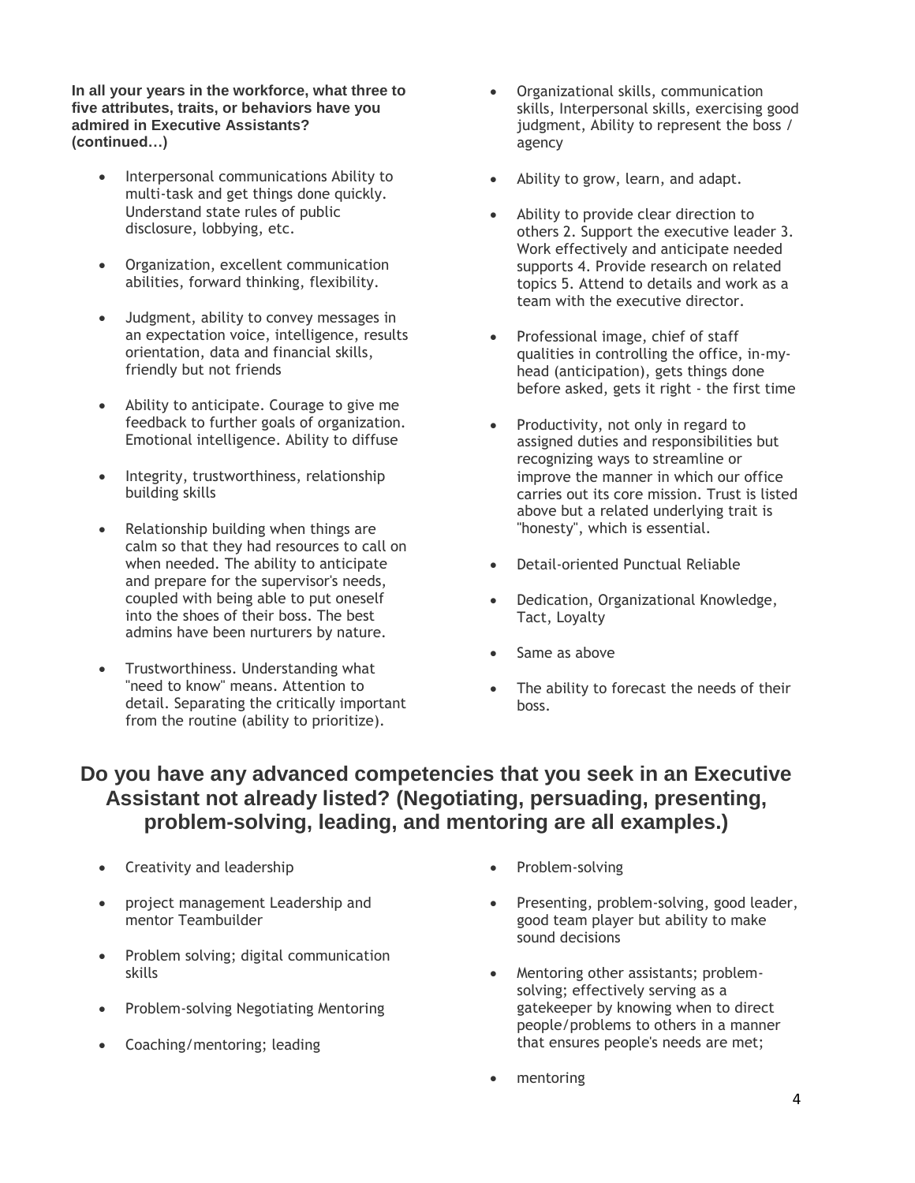**In all your years in the workforce, what three to five attributes, traits, or behaviors have you admired in Executive Assistants? (continued...)**

- Interpersonal communications Ability to multi-task and get things done quickly. Understand state rules of public disclosure, lobbying, etc.
- Organization, excellent communication abilities, forward thinking, flexibility.
- Judgment, ability to convey messages in an expectation voice, intelligence, results orientation, data and financial skills, friendly but not friends
- Ability to anticipate. Courage to give me feedback to further goals of organization. Emotional intelligence. Ability to diffuse
- Integrity, trustworthiness, relationship building skills
- Relationship building when things are calm so that they had resources to call on when needed. The ability to anticipate and prepare for the supervisor's needs, coupled with being able to put oneself into the shoes of their boss. The best admins have been nurturers by nature.
- Trustworthiness. Understanding what "need to know" means. Attention to detail. Separating the critically important from the routine (ability to prioritize).
- Organizational skills, communication skills, Interpersonal skills, exercising good judgment, Ability to represent the boss / agency
- Ability to grow, learn, and adapt.
- Ability to provide clear direction to others 2. Support the executive leader 3. Work effectively and anticipate needed supports 4. Provide research on related topics 5. Attend to details and work as a team with the executive director.
- Professional image, chief of staff qualities in controlling the office, in-my-head (anticipation), gets things done before asked, gets it right - the first time
- Productivity, not only in regard to assigned duties and responsibilities but recognizing ways to streamline or improve the manner in which our office carries out its core mission. Trust is listed above but a related underlying trait is "honesty", which is essential.
- Detail-oriented Punctual Reliable
- Dedication, Organizational Knowledge, Tact, Loyalty
- Same as above
- The ability to forecast the needs of their boss.

## Do you have any advanced competencies that you seek in an Executive Assistant not already listed? (Negotiating, persuading, presenting, problem-solving, leading, and mentoring are all examples.)

- Creativity and leadership
- project management Leadership and mentor Teambuilder
- Problem solving; digital communication skills
- Problem-solving Negotiating Mentoring
- Coaching/mentoring; leading
- Problem-solving
- Presenting, problem-solving, good leader, good team player but ability to make sound decisions
- Mentoring other assistants; problem-solving; effectively serving as a gatekeeper by knowing when to direct people/problems to others in a manner that ensures people's needs are met;
- mentoring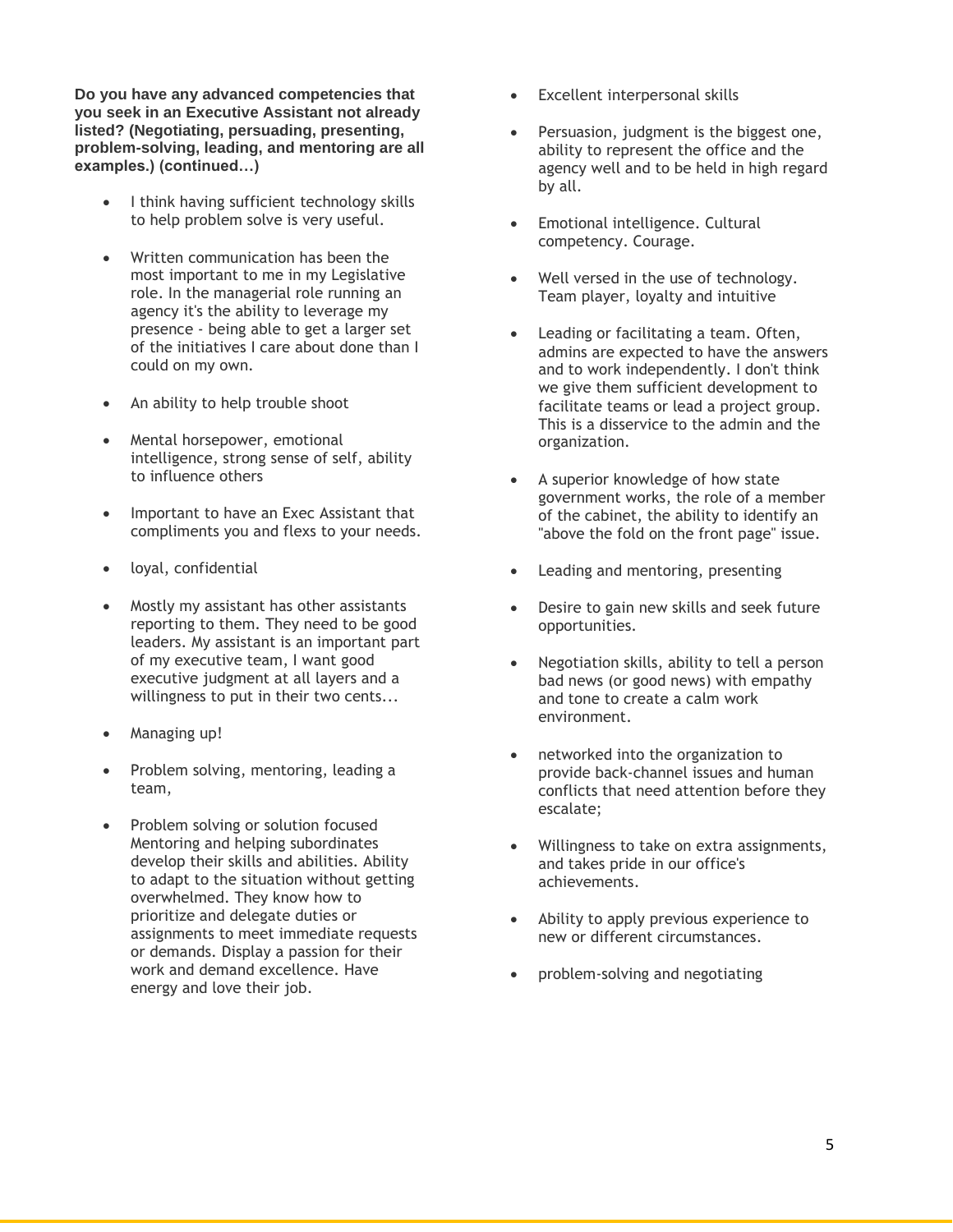**Do you have any advanced competencies that you seek in an Executive Assistant not already listed? (Negotiating, persuading, presenting, problem-solving, leading, and mentoring are all examples.) (continued…)**

- I think having sufficient technology skills to help problem solve is very useful.
- Written communication has been the most important to me in my Legislative role. In the managerial role running an agency it's the ability to leverage my presence - being able to get a larger set of the initiatives I care about done than I could on my own.
- An ability to help trouble shoot
- Mental horsepower, emotional intelligence, strong sense of self, ability to influence others
- Important to have an Exec Assistant that compliments you and flexs to your needs.
- loyal, confidential
- Mostly my assistant has other assistants reporting to them. They need to be good leaders. My assistant is an important part of my executive team, I want good executive judgment at all layers and a willingness to put in their two cents...
- Managing up!
- Problem solving, mentoring, leading a team,
- Problem solving or solution focused Mentoring and helping subordinates develop their skills and abilities. Ability to adapt to the situation without getting overwhelmed. They know how to prioritize and delegate duties or assignments to meet immediate requests or demands. Display a passion for their work and demand excellence. Have energy and love their job.
- Excellent interpersonal skills
- Persuasion, judgment is the biggest one, ability to represent the office and the agency well and to be held in high regard by all.
- Emotional intelligence. Cultural competency. Courage.
- Well versed in the use of technology. Team player, loyalty and intuitive
- Leading or facilitating a team. Often, admins are expected to have the answers and to work independently. I don't think we give them sufficient development to facilitate teams or lead a project group. This is a disservice to the admin and the organization.
- A superior knowledge of how state government works, the role of a member of the cabinet, the ability to identify an "above the fold on the front page" issue.
- Leading and mentoring, presenting
- Desire to gain new skills and seek future opportunities.
- Negotiation skills, ability to tell a person bad news (or good news) with empathy and tone to create a calm work environment.
- networked into the organization to provide back-channel issues and human conflicts that need attention before they escalate;
- Willingness to take on extra assignments, and takes pride in our office's achievements.
- Ability to apply previous experience to new or different circumstances.
- problem-solving and negotiating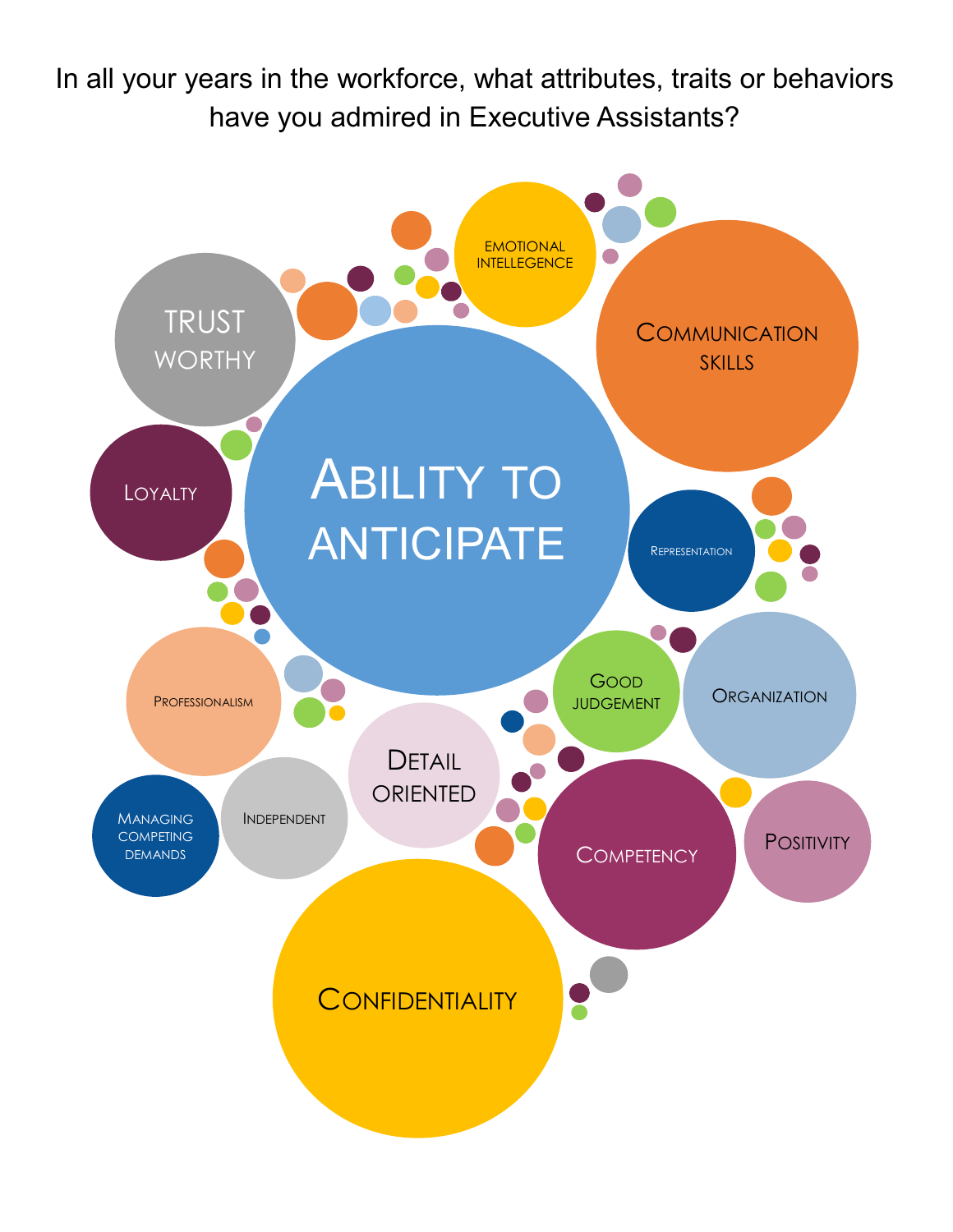In all your years in the workforce, what attributes, traits or behaviors have you admired in Executive Assistants?

- Ability to anticipate
- Communication skills
- Confidentiality
- Trust worthy
- Competency
- Loyalty
- Organization
- Emotional intellegence
- Detail oriented
- Professionalism
- Good judgement
- Representation
- Positivity
- Independent
- Managing competing demands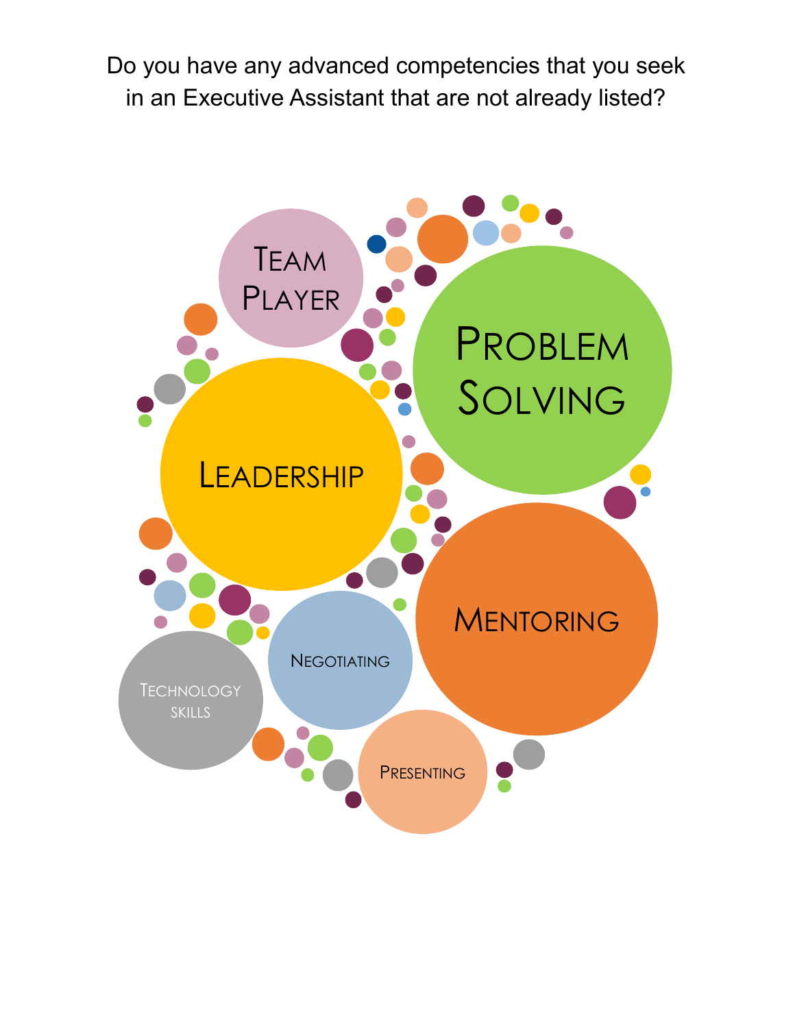Do you have any advanced competencies that you seek in an Executive Assistant that are not already listed?

Team Player

Problem Solving

Leadership

Mentoring

Negotiating

Technology Skills

Presenting